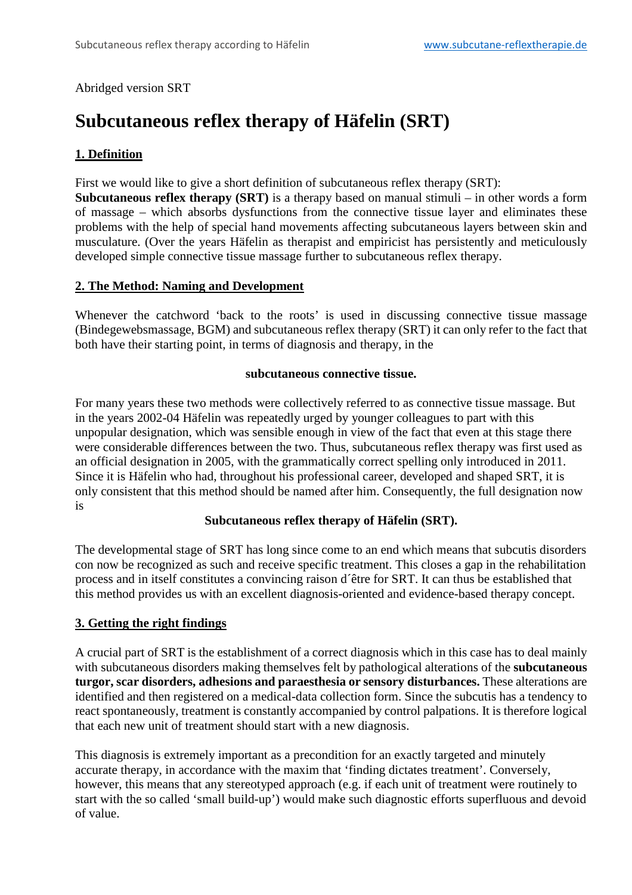Abridged version SRT

# Subcutaneous reflex therapy of Häfelin (SRT)

## 1. Definition

First we would like to give a short definition of subcutaneous reflex therapy (SRT):
**Subcutaneous reflex therapy (SRT)** is a therapy based on manual stimuli – in other words a form of massage – which absorbs dysfunctions from the connective tissue layer and eliminates these problems with the help of special hand movements affecting subcutaneous layers between skin and musculature. (Over the years Häfelin as therapist and empiricist has persistently and meticulously developed simple connective tissue massage further to subcutaneous reflex therapy.

## 2. The Method: Naming and Development

Whenever the catchword 'back to the roots' is used in discussing connective tissue massage (Bindegewebsmassage, BGM) and subcutaneous reflex therapy (SRT) it can only refer to the fact that both have their starting point, in terms of diagnosis and therapy, in the

**subcutaneous connective tissue.**

For many years these two methods were collectively referred to as connective tissue massage. But in the years 2002-04 Häfelin was repeatedly urged by younger colleagues to part with this unpopular designation, which was sensible enough in view of the fact that even at this stage there were considerable differences between the two. Thus, subcutaneous reflex therapy was first used as an official designation in 2005, with the grammatically correct spelling only introduced in 2011. Since it is Häfelin who had, throughout his professional career, developed and shaped SRT, it is only consistent that this method should be named after him. Consequently, the full designation now is

**Subcutaneous reflex therapy of Häfelin (SRT).**

The developmental stage of SRT has long since come to an end which means that subcutis disorders con now be recognized as such and receive specific treatment. This closes a gap in the rehabilitation process and in itself constitutes a convincing raison d´être for SRT. It can thus be established that this method provides us with an excellent diagnosis-oriented and evidence-based therapy concept.

## 3. Getting the right findings

A crucial part of SRT is the establishment of a correct diagnosis which in this case has to deal mainly with subcutaneous disorders making themselves felt by pathological alterations of the **subcutaneous turgor, scar disorders, adhesions and paraesthesia or sensory disturbances.** These alterations are identified and then registered on a medical-data collection form. Since the subcutis has a tendency to react spontaneously, treatment is constantly accompanied by control palpations. It is therefore logical that each new unit of treatment should start with a new diagnosis.

This diagnosis is extremely important as a precondition for an exactly targeted and minutely accurate therapy, in accordance with the maxim that 'finding dictates treatment'. Conversely, however, this means that any stereotyped approach (e.g. if each unit of treatment were routinely to start with the so called 'small build-up') would make such diagnostic efforts superfluous and devoid of value.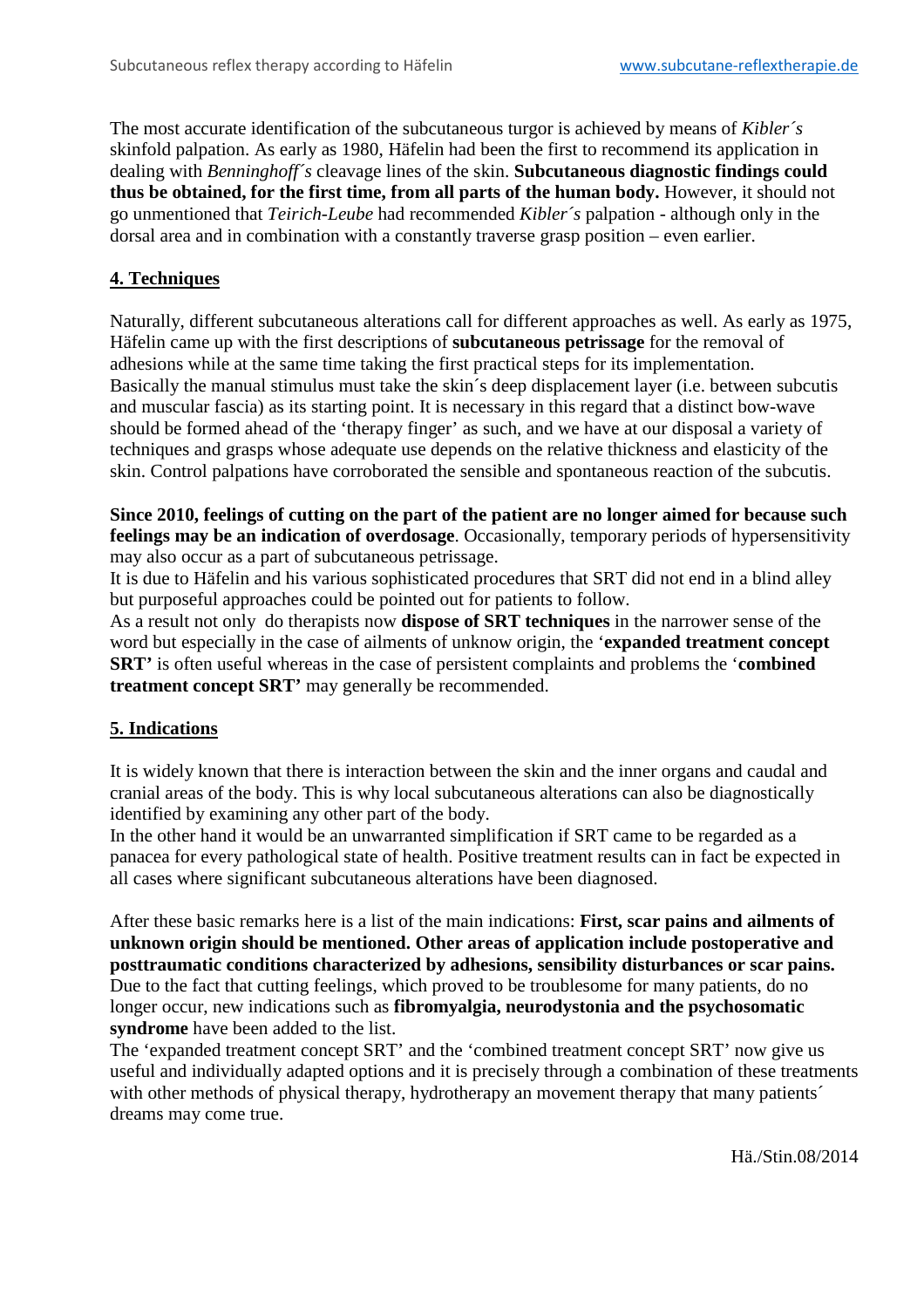The most accurate identification of the subcutaneous turgor is achieved by means of *Kibler´s* skinfold palpation. As early as 1980, Häfelin had been the first to recommend its application in dealing with *Benninghoff´s* cleavage lines of the skin. **Subcutaneous diagnostic findings could thus be obtained, for the first time, from all parts of the human body.** However, it should not go unmentioned that *Teirich-Leube* had recommended *Kibler´s* palpation - although only in the dorsal area and in combination with a constantly traverse grasp position – even earlier.

## 4. Techniques

Naturally, different subcutaneous alterations call for different approaches as well. As early as 1975, Häfelin came up with the first descriptions of **subcutaneous petrissage** for the removal of adhesions while at the same time taking the first practical steps for its implementation.
Basically the manual stimulus must take the skin´s deep displacement layer (i.e. between subcutis and muscular fascia) as its starting point. It is necessary in this regard that a distinct bow-wave should be formed ahead of the 'therapy finger' as such, and we have at our disposal a variety of techniques and grasps whose adequate use depends on the relative thickness and elasticity of the skin. Control palpations have corroborated the sensible and spontaneous reaction of the subcutis.

**Since 2010, feelings of cutting on the part of the patient are no longer aimed for because such feelings may be an indication of overdosage**. Occasionally, temporary periods of hypersensitivity may also occur as a part of subcutaneous petrissage.
It is due to Häfelin and his various sophisticated procedures that SRT did not end in a blind alley but purposeful approaches could be pointed out for patients to follow.
As a result not only do therapists now **dispose of SRT techniques** in the narrower sense of the word but especially in the case of ailments of unknow origin, the '**expanded treatment concept SRT'** is often useful whereas in the case of persistent complaints and problems the '**combined treatment concept SRT'** may generally be recommended.

## 5. Indications

It is widely known that there is interaction between the skin and the inner organs and caudal and cranial areas of the body. This is why local subcutaneous alterations can also be diagnostically identified by examining any other part of the body.
In the other hand it would be an unwarranted simplification if SRT came to be regarded as a panacea for every pathological state of health. Positive treatment results can in fact be expected in all cases where significant subcutaneous alterations have been diagnosed.

After these basic remarks here is a list of the main indications: **First, scar pains and ailments of unknown origin should be mentioned. Other areas of application include postoperative and posttraumatic conditions characterized by adhesions, sensibility disturbances or scar pains.** Due to the fact that cutting feelings, which proved to be troublesome for many patients, do no longer occur, new indications such as **fibromyalgia, neurodystonia and the psychosomatic syndrome** have been added to the list.
The 'expanded treatment concept SRT' and the 'combined treatment concept SRT' now give us useful and individually adapted options and it is precisely through a combination of these treatments with other methods of physical therapy, hydrotherapy an movement therapy that many patients´ dreams may come true.

Hä./Stin.08/2014